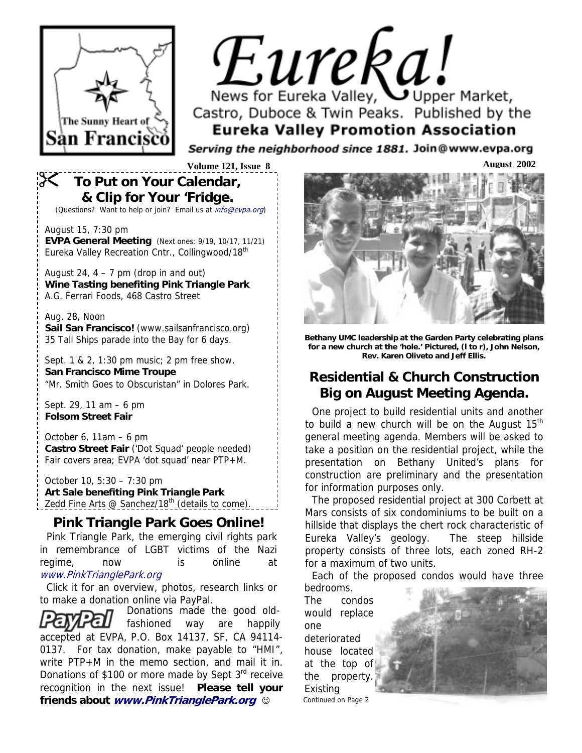# Eureka!

News for Eureka Valley, Upper Market, Castro, Duboce & Twin Peaks. Published by the **Eureka Valley Promotion Association**

***Serving the neighborhood since 1881.*** **Join@www.evpa.org**

The Sunny Heart of San Francisco

**Volume 121, Issue 8** **August 2002**

## To Put on Your Calendar, & Clip for Your 'Fridge.

(Questions? Want to help or join? Email us at *info@evpa.org*)

August 15, 7:30 pm
**EVPA General Meeting** (Next ones: 9/19, 10/17, 11/21)
Eureka Valley Recreation Cntr., Collingwood/18th

August 24, 4 – 7 pm (drop in and out)
**Wine Tasting benefiting Pink Triangle Park**
A.G. Ferrari Foods, 468 Castro Street

Aug. 28, Noon
**Sail San Francisco!** (www.sailsanfrancisco.org)
35 Tall Ships parade into the Bay for 6 days.

Sept. 1 & 2, 1:30 pm music; 2 pm free show.
**San Francisco Mime Troupe**
"Mr. Smith Goes to Obscuristan" in Dolores Park.

Sept. 29, 11 am – 6 pm
**Folsom Street Fair**

October 6, 11am – 6 pm
**Castro Street Fair** ('Dot Squad' people needed)
Fair covers area; EVPA 'dot squad' near PTP+M.

October 10, 5:30 – 7:30 pm
**Art Sale benefiting Pink Triangle Park**
Zedd Fine Arts @ Sanchez/18th (details to come).

## Pink Triangle Park Goes Online!

Pink Triangle Park, the emerging civil rights park in remembrance of LGBT victims of the Nazi regime, now is online at *www.PinkTrianglePark.org*

Click it for an overview, photos, research links or to make a donation online via PayPal.

Donations made the good old-fashioned way are happily accepted at EVPA, P.O. Box 14137, SF, CA 94114-0137. For tax donation, make payable to "HMI", write PTP+M in the memo section, and mail it in. Donations of $100 or more made by Sept 3rd receive recognition in the next issue! **Please tell your friends about *www.PinkTrianglePark.org*** ☺

**Bethany UMC leadership at the Garden Party celebrating plans for a new church at the 'hole.' Pictured, (l to r), John Nelson, Rev. Karen Oliveto and Jeff Ellis.**

## Residential & Church Construction Big on August Meeting Agenda.

One project to build residential units and another to build a new church will be on the August 15th general meeting agenda. Members will be asked to take a position on the residential project, while the presentation on Bethany United's plans for construction are preliminary and the presentation for information purposes only.

The proposed residential project at 300 Corbett at Mars consists of six condominiums to be built on a hillside that displays the chert rock characteristic of Eureka Valley's geology. The steep hillside property consists of three lots, each zoned RH-2 for a maximum of two units.

Each of the proposed condos would have three bedrooms.

The condos would replace one deteriorated house located at the top of the property. Existing

Continued on Page 2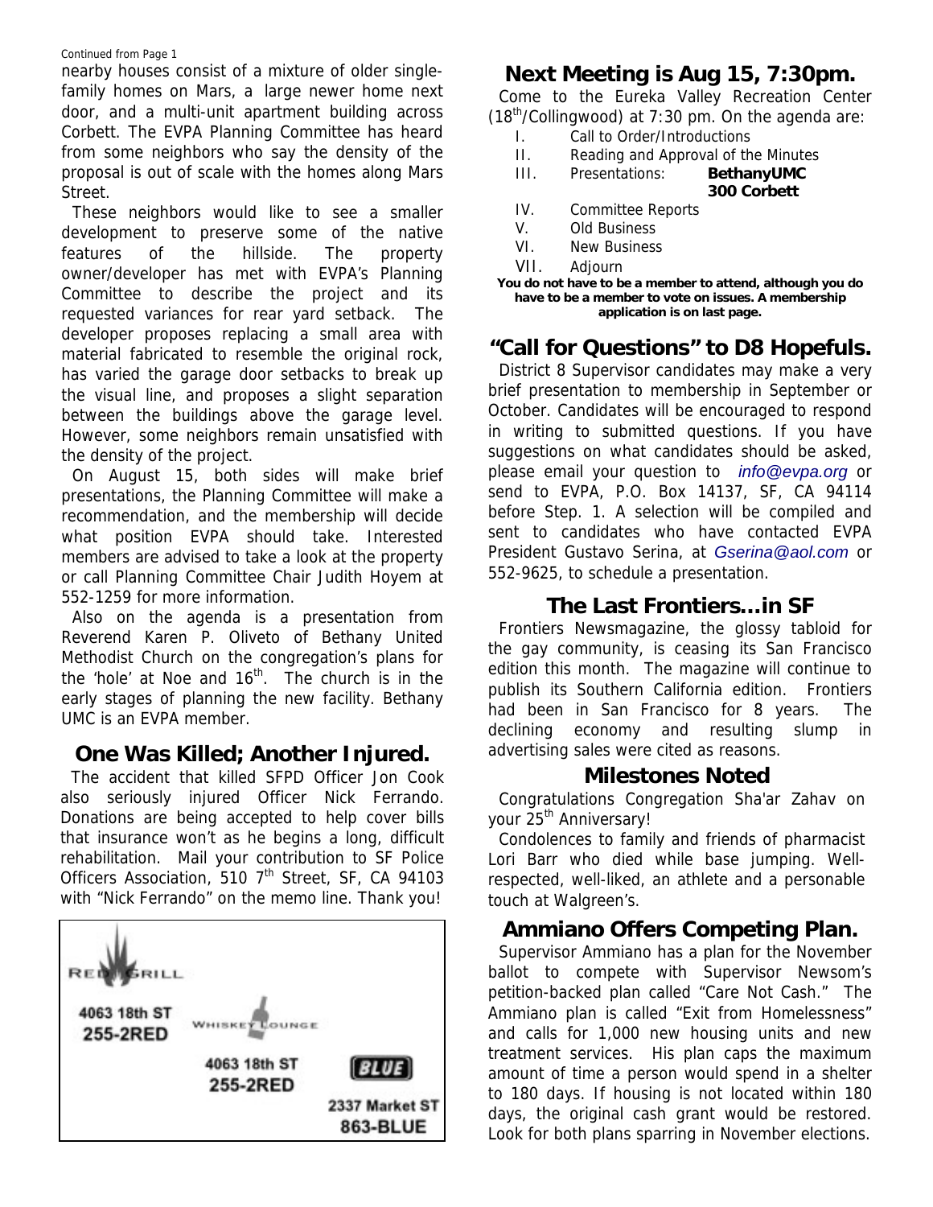Continued from Page 1

nearby houses consist of a mixture of older single-family homes on Mars, a large newer home next door, and a multi-unit apartment building across Corbett. The EVPA Planning Committee has heard from some neighbors who say the density of the proposal is out of scale with the homes along Mars Street.

These neighbors would like to see a smaller development to preserve some of the native features of the hillside. The property owner/developer has met with EVPA's Planning Committee to describe the project and its requested variances for rear yard setback. The developer proposes replacing a small area with material fabricated to resemble the original rock, has varied the garage door setbacks to break up the visual line, and proposes a slight separation between the buildings above the garage level. However, some neighbors remain unsatisfied with the density of the project.

On August 15, both sides will make brief presentations, the Planning Committee will make a recommendation, and the membership will decide what position EVPA should take. Interested members are advised to take a look at the property or call Planning Committee Chair Judith Hoyem at 552-1259 for more information.

Also on the agenda is a presentation from Reverend Karen P. Oliveto of Bethany United Methodist Church on the congregation's plans for the 'hole' at Noe and 16th. The church is in the early stages of planning the new facility. Bethany UMC is an EVPA member.

## One Was Killed; Another Injured.

The accident that killed SFPD Officer Jon Cook also seriously injured Officer Nick Ferrando. Donations are being accepted to help cover bills that insurance won't as he begins a long, difficult rehabilitation. Mail your contribution to SF Police Officers Association, 510 7th Street, SF, CA 94103 with "Nick Ferrando" on the memo line. Thank you!

RED GRILL
4063 18th ST
255-2RED

WHISKEY LOUNGE
4063 18th ST
255-2RED

BLUE
2337 Market ST
863-BLUE

## Next Meeting is Aug 15, 7:30pm.

Come to the Eureka Valley Recreation Center (18th/Collingwood) at 7:30 pm. On the agenda are:

I. Call to Order/Introductions
II. Reading and Approval of the Minutes
III. Presentations: **BethanyUMC**
**300 Corbett**
IV. Committee Reports
V. Old Business
VI. New Business
VII. Adjourn

**You do not have to be a member to attend, although you do have to be a member to vote on issues. A membership application is on last page.**

## "Call for Questions" to D8 Hopefuls.

District 8 Supervisor candidates may make a very brief presentation to membership in September or October. Candidates will be encouraged to respond in writing to submitted questions. If you have suggestions on what candidates should be asked, please email your question to *info@evpa.org* or send to EVPA, P.O. Box 14137, SF, CA 94114 before Step. 1. A selection will be compiled and sent to candidates who have contacted EVPA President Gustavo Serina, at *Gserina@aol.com* or 552-9625, to schedule a presentation.

## The Last Frontiers…in SF

Frontiers Newsmagazine, the glossy tabloid for the gay community, is ceasing its San Francisco edition this month. The magazine will continue to publish its Southern California edition. Frontiers had been in San Francisco for 8 years. The declining economy and resulting slump in advertising sales were cited as reasons.

## Milestones Noted

Congratulations Congregation Sha'ar Zahav on your 25th Anniversary!

Condolences to family and friends of pharmacist Lori Barr who died while base jumping. Well-respected, well-liked, an athlete and a personable touch at Walgreen's.

## Ammiano Offers Competing Plan.

Supervisor Ammiano has a plan for the November ballot to compete with Supervisor Newsom's petition-backed plan called "Care Not Cash." The Ammiano plan is called "Exit from Homelessness" and calls for 1,000 new housing units and new treatment services. His plan caps the maximum amount of time a person would spend in a shelter to 180 days. If housing is not located within 180 days, the original cash grant would be restored. Look for both plans sparring in November elections.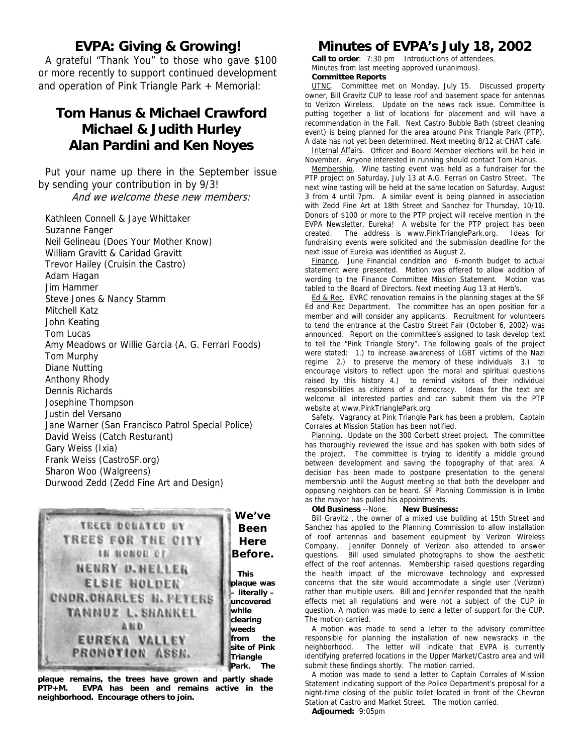## EVPA: Giving & Growing!

A grateful "Thank You" to those who gave $100 or more recently to support continued development and operation of Pink Triangle Park + Memorial:

### Tom Hanus & Michael Crawford
### Michael & Judith Hurley
### Alan Pardini and Ken Noyes

Put your name up there in the September issue by sending your contribution in by 9/3!

*And we welcome these new members:*

Kathleen Connell & Jaye Whittaker
Suzanne Fanger
Neil Gelineau (Does Your Mother Know)
William Gravitt & Caridad Gravitt
Trevor Hailey (Cruisin the Castro)
Adam Hagan
Jim Hammer
Steve Jones & Nancy Stamm
Mitchell Katz
John Keating
Tom Lucas
Amy Meadows or Willie Garcia (A. G. Ferrari Foods)
Tom Murphy
Diane Nutting
Anthony Rhody
Dennis Richards
Josephine Thompson
Justin del Versano
Jane Warner (San Francisco Patrol Special Police)
David Weiss (Catch Resturant)
Gary Weiss (Ixia)
Frank Weiss (CastroSF.org)
Sharon Woo (Walgreens)
Durwood Zedd (Zedd Fine Art and Design)

TREES DONATED BY
TREES FOR THE CITY
IN HONOR OF
HENRY D. HELLER
ELSIE HOLDEN
CMDR. CHARLES H. PETERS
TAMMUZ L. SHANKEL
AND
EUREKA VALLEY
PROMOTION ASSN.

**We've Been Here Before.**

**This plaque was – literally – uncovered while clearing weeds from the site of Pink Triangle Park. The plaque remains, the trees have grown and partly shade PTP+M. EVPA has been and remains active in the neighborhood. Encourage others to join.**

## Minutes of EVPA's July 18, 2002

**Call to order**: 7:30 pm Introductions of attendees.
Minutes from last meeting approved (unanimous).

**Committee Reports**

UTNC. Committee met on Monday, July 15. Discussed property owner, Bill Gravitz CUP to lease roof and basement space for antennas to Verizon Wireless. Update on the news rack issue. Committee is putting together a list of locations for placement and will have a recommendation in the Fall. Next Castro Bubble Bath (street cleaning event) is being planned for the area around Pink Triangle Park (PTP). A date has not yet been determined. Next meeting 8/12 at CHAT café.

Internal Affairs. Officer and Board Member elections will be held in November. Anyone interested in running should contact Tom Hanus.

Membership. Wine tasting event was held as a fundraiser for the PTP project on Saturday, July 13 at A.G. Ferrari on Castro Street. The next wine tasting will be held at the same location on Saturday, August 3 from 4 until 7pm. A similar event is being planned in association with Zedd Fine Art at 18th Street and Sanchez for Thursday, 10/10. Donors of $100 or more to the PTP project will receive mention in the EVPA Newsletter, Eureka! A website for the PTP project has been created. The address is www.PinkTrianglePark.org. Ideas for fundraising events were solicited and the submission deadline for the next issue of Eureka was identified as August 2.

Finance. June Financial condition and 6-month budget to actual statement were presented. Motion was offered to allow addition of wording to the Finance Committee Mission Statement. Motion was tabled to the Board of Directors. Next meeting Aug 13 at Herb's.

Ed & Rec. EVRC renovation remains in the planning stages at the SF Ed and Rec Department. The committee has an open position for a member and will consider any applicants. Recruitment for volunteers to tend the entrance at the Castro Street Fair (October 6, 2002) was announced. Report on the committee's assigned to task develop text to tell the "Pink Triangle Story". The following goals of the project were stated: 1.) to increase awareness of LGBT victims of the Nazi regime 2.) to preserve the memory of these individuals 3.) to encourage visitors to reflect upon the moral and spiritual questions raised by this history 4.) to remind visitors of their individual responsibilities as citizens of a democracy. Ideas for the text are welcome all interested parties and can submit them via the PTP website at www.PinkTrianglePark.org

Safety. Vagrancy at Pink Triangle Park has been a problem. Captain Corrales at Mission Station has been notified.

Planning. Update on the 300 Corbett street project. The committee has thoroughly reviewed the issue and has spoken with both sides of the project. The committee is trying to identify a middle ground between development and saving the topography of that area. A decision has been made to postpone presentation to the general membership until the August meeting so that both the developer and opposing neighbors can be heard. SF Planning Commission is in limbo as the mayor has pulled his appointments.

**Old Business** --None. **New Business:**

Bill Gravitz , the owner of a mixed use building at 15th Street and Sanchez has applied to the Planning Commission to allow installation of roof antennas and basement equipment by Verizon Wireless Company. Jennifer Donnely of Verizon also attended to answer questions. Bill used simulated photographs to show the aesthetic effect of the roof antennas. Membership raised questions regarding the health impact of the microwave technology and expressed concerns that the site would accommodate a single user (Verizon) rather than multiple users. Bill and Jennifer responded that the health effects met all regulations and were not a subject of the CUP in question. A motion was made to send a letter of support for the CUP. The motion carried.

A motion was made to send a letter to the advisory committee responsible for planning the installation of new newsracks in the neighborhood. The letter will indicate that EVPA is currently identifying preferred locations in the Upper Market/Castro area and will submit these findings shortly. The motion carried.

A motion was made to send a letter to Captain Corrales of Mission Statement indicating support of the Police Department's proposal for a night-time closing of the public toilet located in front of the Chevron Station at Castro and Market Street. The motion carried.

**Adjourned:** 9:05pm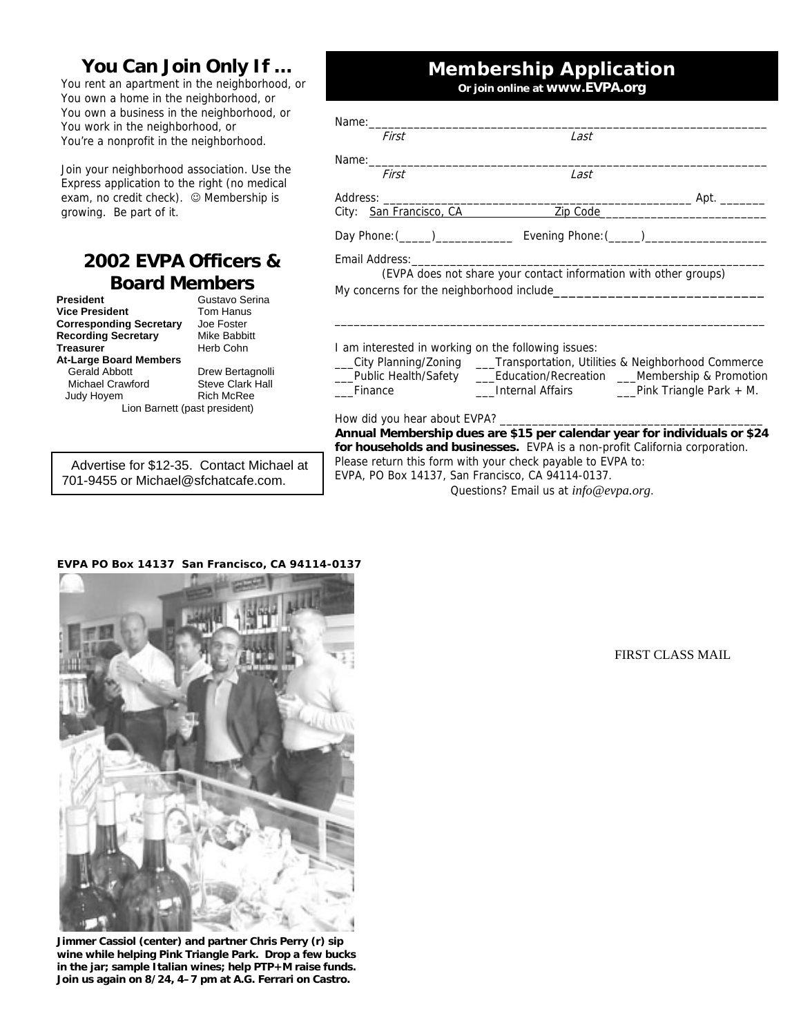## You Can Join Only If ...

You rent an apartment in the neighborhood, or
You own a home in the neighborhood, or
You own a business in the neighborhood, or
You work in the neighborhood, or
You're a nonprofit in the neighborhood.

Join your neighborhood association. Use the Express application to the right (no medical exam, no credit check). ☺ Membership is growing. Be part of it.

## 2002 EVPA Officers & Board Members

| | |
|---|---|
| **President** | Gustavo Serina |
| **Vice President** | Tom Hanus |
| **Corresponding Secretary** | Joe Foster |
| **Recording Secretary** | Mike Babbitt |
| **Treasurer** | Herb Cohn |
| **At-Large Board Members** | |
| Gerald Abbott | Drew Bertagnolli |
| Michael Crawford | Steve Clark Hall |
| Judy Hoyem | Rich McRee |

Lion Barnett (past president)

Advertise for $12-35. Contact Michael at 701-9455 or Michael@sfchatcafe.com.

## Membership Application

**Or join online at www.EVPA.org**

Name:_______________________________________________
*First* *Last*

Name:_______________________________________________
*First* *Last*

Address: ______________________________________ Apt. _______
City: San Francisco, CA Zip Code_______________________

Day Phone:(_____)___________ Evening Phone:(_____)_________________

Email Address:___________________________________________
(EVPA does not share your contact information with other groups)

My concerns for the neighborhood include_________________________

_______________________________________________________________

I am interested in working on the following issues:

___City Planning/Zoning ___Transportation, Utilities & Neighborhood Commerce
___Public Health/Safety ___Education/Recreation ___Membership & Promotion
___Finance ___Internal Affairs ___Pink Triangle Park + M.

How did you hear about EVPA? ___________________________________

**Annual Membership dues are $15 per calendar year for individuals or $24 for households and businesses.** EVPA is a non-profit California corporation.
Please return this form with your check payable to EVPA to:
EVPA, PO Box 14137, San Francisco, CA 94114-0137.
Questions? Email us at *info@evpa.org*.

**EVPA PO Box 14137 San Francisco, CA 94114-0137**

**Jimmer Cassiol (center) and partner Chris Perry (r) sip wine while helping Pink Triangle Park. Drop a few bucks in the jar; sample Italian wines; help PTP+M raise funds. Join us again on 8/24, 4–7 pm at A.G. Ferrari on Castro.**

FIRST CLASS MAIL